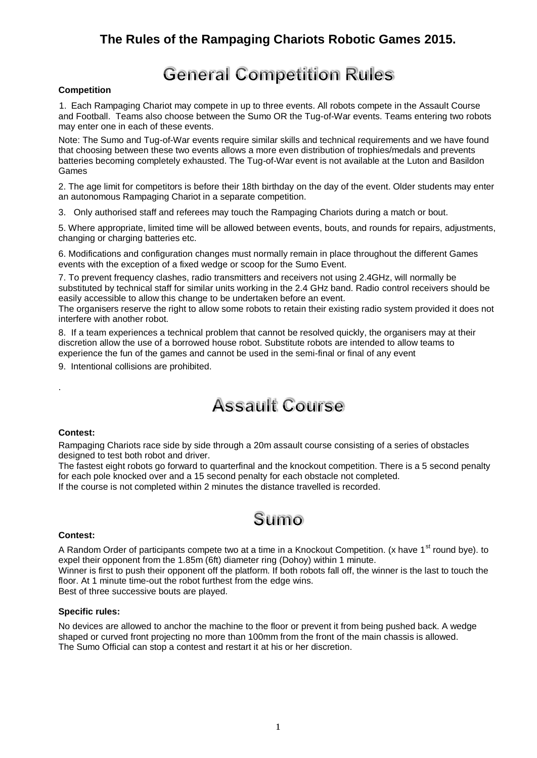# The Rules of the Rampaging Chariots Robotic Games 2015.

## General Competition Rules

**Competition**

1. Each Rampaging Chariot may compete in up to three events. All robots compete in the Assault Course and Football. Teams also choose between the Sumo OR the Tug-of-War events. Teams entering two robots may enter one in each of these events.

Note: The Sumo and Tug-of-War events require similar skills and technical requirements and we have found that choosing between these two events allows a more even distribution of trophies/medals and prevents batteries becoming completely exhausted. The Tug-of-War event is not available at the Luton and Basildon Games

2. The age limit for competitors is before their 18th birthday on the day of the event. Older students may enter an autonomous Rampaging Chariot in a separate competition.

3. Only authorised staff and referees may touch the Rampaging Chariots during a match or bout.

5. Where appropriate, limited time will be allowed between events, bouts, and rounds for repairs, adjustments, changing or charging batteries etc.

6. Modifications and configuration changes must normally remain in place throughout the different Games events with the exception of a fixed wedge or scoop for the Sumo Event.

7. To prevent frequency clashes, radio transmitters and receivers not using 2.4GHz, will normally be substituted by technical staff for similar units working in the 2.4 GHz band. Radio control receivers should be easily accessible to allow this change to be undertaken before an event.
The organisers reserve the right to allow some robots to retain their existing radio system provided it does not interfere with another robot.

8. If a team experiences a technical problem that cannot be resolved quickly, the organisers may at their discretion allow the use of a borrowed house robot. Substitute robots are intended to allow teams to experience the fun of the games and cannot be used in the semi-final or final of any event

9. Intentional collisions are prohibited.

.

## Assault Course

**Contest:**

Rampaging Chariots race side by side through a 20m assault course consisting of a series of obstacles designed to test both robot and driver.
The fastest eight robots go forward to quarterfinal and the knockout competition. There is a 5 second penalty for each pole knocked over and a 15 second penalty for each obstacle not completed.
If the course is not completed within 2 minutes the distance travelled is recorded.

## Sumo

**Contest:**

A Random Order of participants compete two at a time in a Knockout Competition. (x have 1st round bye). to expel their opponent from the 1.85m (6ft) diameter ring (Dohoy) within 1 minute.
Winner is first to push their opponent off the platform. If both robots fall off, the winner is the last to touch the floor. At 1 minute time-out the robot furthest from the edge wins.
Best of three successive bouts are played.

**Specific rules:**

No devices are allowed to anchor the machine to the floor or prevent it from being pushed back. A wedge shaped or curved front projecting no more than 100mm from the front of the main chassis is allowed.
The Sumo Official can stop a contest and restart it at his or her discretion.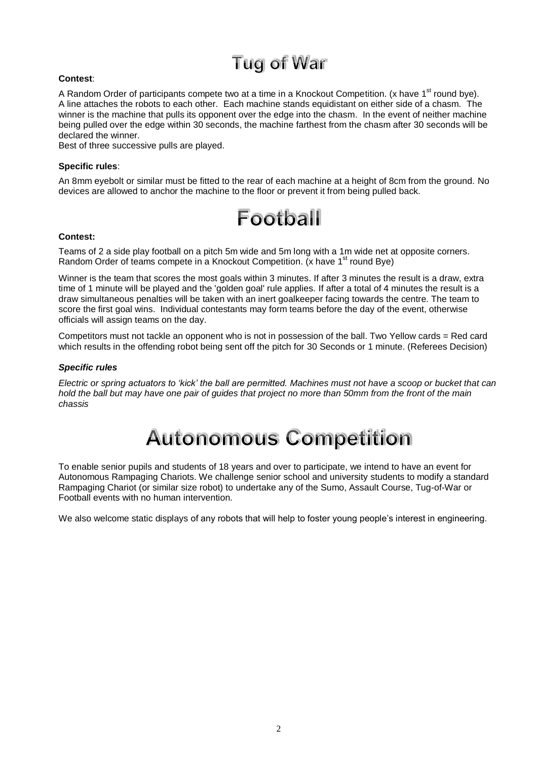# Tug of War

**Contest**:

A Random Order of participants compete two at a time in a Knockout Competition. (x have 1st round bye). A line attaches the robots to each other. Each machine stands equidistant on either side of a chasm. The winner is the machine that pulls its opponent over the edge into the chasm. In the event of neither machine being pulled over the edge within 30 seconds, the machine farthest from the chasm after 30 seconds will be declared the winner.
Best of three successive pulls are played.

**Specific rules**:

An 8mm eyebolt or similar must be fitted to the rear of each machine at a height of 8cm from the ground. No devices are allowed to anchor the machine to the floor or prevent it from being pulled back.

# Football

**Contest:**

Teams of 2 a side play football on a pitch 5m wide and 5m long with a 1m wide net at opposite corners. Random Order of teams compete in a Knockout Competition. (x have 1st round Bye)

Winner is the team that scores the most goals within 3 minutes. If after 3 minutes the result is a draw, extra time of 1 minute will be played and the 'golden goal' rule applies. If after a total of 4 minutes the result is a draw simultaneous penalties will be taken with an inert goalkeeper facing towards the centre. The team to score the first goal wins. Individual contestants may form teams before the day of the event, otherwise officials will assign teams on the day.

Competitors must not tackle an opponent who is not in possession of the ball. Two Yellow cards = Red card which results in the offending robot being sent off the pitch for 30 Seconds or 1 minute. (Referees Decision)

***Specific rules***

*Electric or spring actuators to 'kick' the ball are permitted. Machines must not have a scoop or bucket that can hold the ball but may have one pair of guides that project no more than 50mm from the front of the main chassis*

# Autonomous Competition

To enable senior pupils and students of 18 years and over to participate, we intend to have an event for Autonomous Rampaging Chariots. We challenge senior school and university students to modify a standard Rampaging Chariot (or similar size robot) to undertake any of the Sumo, Assault Course, Tug-of-War or Football events with no human intervention.

We also welcome static displays of any robots that will help to foster young people's interest in engineering.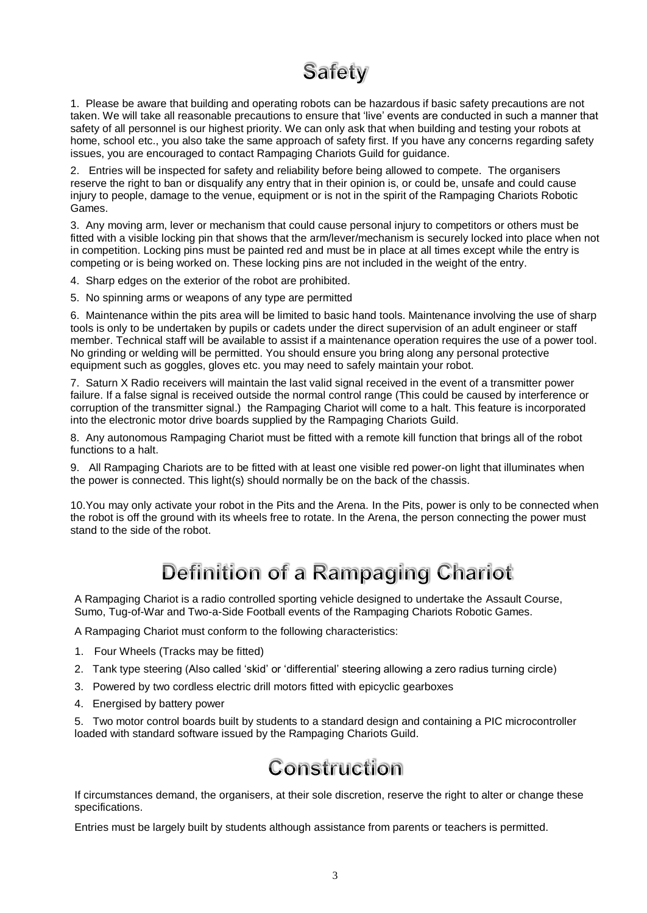# Safety

1. Please be aware that building and operating robots can be hazardous if basic safety precautions are not taken. We will take all reasonable precautions to ensure that 'live' events are conducted in such a manner that safety of all personnel is our highest priority. We can only ask that when building and testing your robots at home, school etc., you also take the same approach of safety first. If you have any concerns regarding safety issues, you are encouraged to contact Rampaging Chariots Guild for guidance.

2. Entries will be inspected for safety and reliability before being allowed to compete. The organisers reserve the right to ban or disqualify any entry that in their opinion is, or could be, unsafe and could cause injury to people, damage to the venue, equipment or is not in the spirit of the Rampaging Chariots Robotic Games.

3. Any moving arm, lever or mechanism that could cause personal injury to competitors or others must be fitted with a visible locking pin that shows that the arm/lever/mechanism is securely locked into place when not in competition. Locking pins must be painted red and must be in place at all times except while the entry is competing or is being worked on. These locking pins are not included in the weight of the entry.

4. Sharp edges on the exterior of the robot are prohibited.

5. No spinning arms or weapons of any type are permitted

6. Maintenance within the pits area will be limited to basic hand tools. Maintenance involving the use of sharp tools is only to be undertaken by pupils or cadets under the direct supervision of an adult engineer or staff member. Technical staff will be available to assist if a maintenance operation requires the use of a power tool. No grinding or welding will be permitted. You should ensure you bring along any personal protective equipment such as goggles, gloves etc. you may need to safely maintain your robot.

7. Saturn X Radio receivers will maintain the last valid signal received in the event of a transmitter power failure. If a false signal is received outside the normal control range (This could be caused by interference or corruption of the transmitter signal.) the Rampaging Chariot will come to a halt. This feature is incorporated into the electronic motor drive boards supplied by the Rampaging Chariots Guild.

8. Any autonomous Rampaging Chariot must be fitted with a remote kill function that brings all of the robot functions to a halt.

9. All Rampaging Chariots are to be fitted with at least one visible red power-on light that illuminates when the power is connected. This light(s) should normally be on the back of the chassis.

10. You may only activate your robot in the Pits and the Arena. In the Pits, power is only to be connected when the robot is off the ground with its wheels free to rotate. In the Arena, the person connecting the power must stand to the side of the robot.

# Definition of a Rampaging Chariot

A Rampaging Chariot is a radio controlled sporting vehicle designed to undertake the Assault Course, Sumo, Tug-of-War and Two-a-Side Football events of the Rampaging Chariots Robotic Games.

A Rampaging Chariot must conform to the following characteristics:

1. Four Wheels (Tracks may be fitted)
2. Tank type steering (Also called 'skid' or 'differential' steering allowing a zero radius turning circle)
3. Powered by two cordless electric drill motors fitted with epicyclic gearboxes
4. Energised by battery power
5. Two motor control boards built by students to a standard design and containing a PIC microcontroller loaded with standard software issued by the Rampaging Chariots Guild.

# Construction

If circumstances demand, the organisers, at their sole discretion, reserve the right to alter or change these specifications.

Entries must be largely built by students although assistance from parents or teachers is permitted.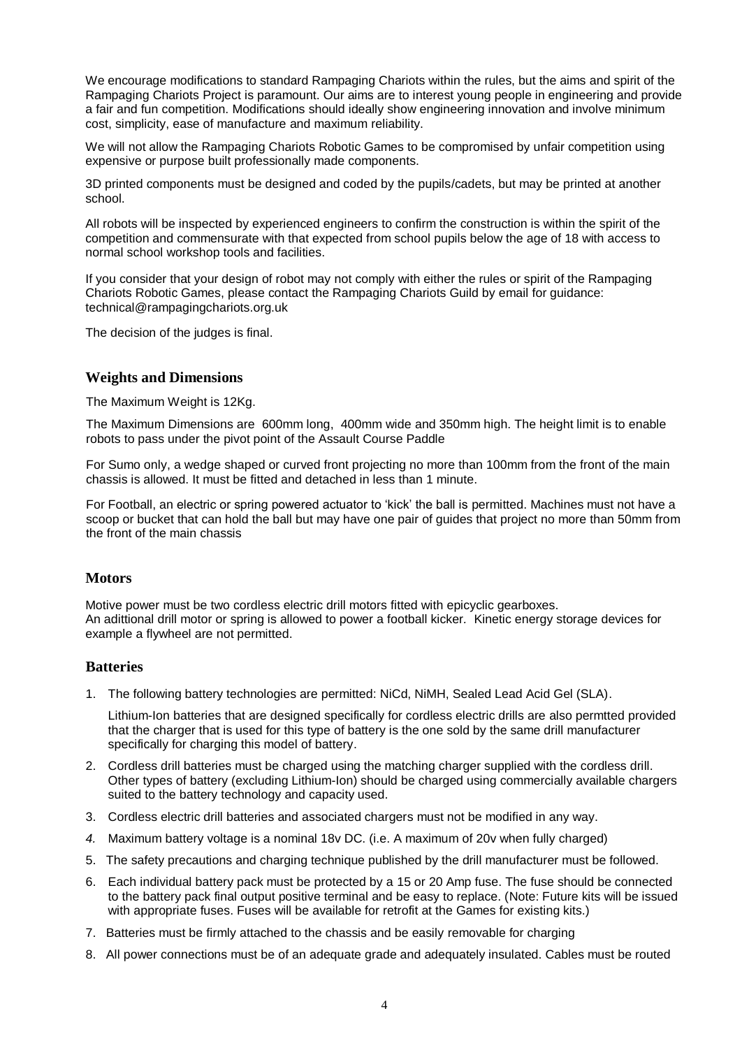We encourage modifications to standard Rampaging Chariots within the rules, but the aims and spirit of the Rampaging Chariots Project is paramount. Our aims are to interest young people in engineering and provide a fair and fun competition. Modifications should ideally show engineering innovation and involve minimum cost, simplicity, ease of manufacture and maximum reliability.

We will not allow the Rampaging Chariots Robotic Games to be compromised by unfair competition using expensive or purpose built professionally made components.

3D printed components must be designed and coded by the pupils/cadets, but may be printed at another school.

All robots will be inspected by experienced engineers to confirm the construction is within the spirit of the competition and commensurate with that expected from school pupils below the age of 18 with access to normal school workshop tools and facilities.

If you consider that your design of robot may not comply with either the rules or spirit of the Rampaging Chariots Robotic Games, please contact the Rampaging Chariots Guild by email for guidance: technical@rampagingchariots.org.uk

The decision of the judges is final.

## Weights and Dimensions

The Maximum Weight is 12Kg.

The Maximum Dimensions are 600mm long, 400mm wide and 350mm high. The height limit is to enable robots to pass under the pivot point of the Assault Course Paddle

For Sumo only, a wedge shaped or curved front projecting no more than 100mm from the front of the main chassis is allowed. It must be fitted and detached in less than 1 minute.

For Football, an electric or spring powered actuator to 'kick' the ball is permitted. Machines must not have a scoop or bucket that can hold the ball but may have one pair of guides that project no more than 50mm from the front of the main chassis

## Motors

Motive power must be two cordless electric drill motors fitted with epicyclic gearboxes.
An adittional drill motor or spring is allowed to power a football kicker. Kinetic energy storage devices for example a flywheel are not permitted.

## Batteries

1. The following battery technologies are permitted: NiCd, NiMH, Sealed Lead Acid Gel (SLA).

   Lithium-Ion batteries that are designed specifically for cordless electric drills are also permtted provided that the charger that is used for this type of battery is the one sold by the same drill manufacturer specifically for charging this model of battery.

2. Cordless drill batteries must be charged using the matching charger supplied with the cordless drill. Other types of battery (excluding Lithium-Ion) should be charged using commercially available chargers suited to the battery technology and capacity used.
3. Cordless electric drill batteries and associated chargers must not be modified in any way.
4. Maximum battery voltage is a nominal 18v DC. (i.e. A maximum of 20v when fully charged)
5. The safety precautions and charging technique published by the drill manufacturer must be followed.
6. Each individual battery pack must be protected by a 15 or 20 Amp fuse. The fuse should be connected to the battery pack final output positive terminal and be easy to replace. (Note: Future kits will be issued with appropriate fuses. Fuses will be available for retrofit at the Games for existing kits.)
7. Batteries must be firmly attached to the chassis and be easily removable for charging
8. All power connections must be of an adequate grade and adequately insulated. Cables must be routed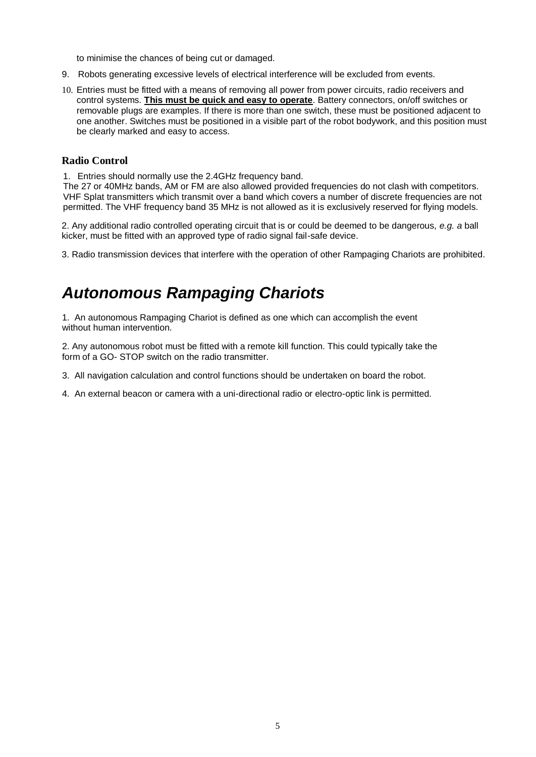to minimise the chances of being cut or damaged.

9. Robots generating excessive levels of electrical interference will be excluded from events.
10. Entries must be fitted with a means of removing all power from power circuits, radio receivers and control systems. **This must be quick and easy to operate**. Battery connectors, on/off switches or removable plugs are examples. If there is more than one switch, these must be positioned adjacent to one another. Switches must be positioned in a visible part of the robot bodywork, and this position must be clearly marked and easy to access.

### Radio Control

1. Entries should normally use the 2.4GHz frequency band.

The 27 or 40MHz bands, AM or FM are also allowed provided frequencies do not clash with competitors. VHF Splat transmitters which transmit over a band which covers a number of discrete frequencies are not permitted. The VHF frequency band 35 MHz is not allowed as it is exclusively reserved for flying models.

2. Any additional radio controlled operating circuit that is or could be deemed to be dangerous, *e.g. a* ball kicker, must be fitted with an approved type of radio signal fail-safe device.

3. Radio transmission devices that interfere with the operation of other Rampaging Chariots are prohibited.

## *Autonomous Rampaging Chariots*

1. An autonomous Rampaging Chariot is defined as one which can accomplish the event without human intervention.

2. Any autonomous robot must be fitted with a remote kill function. This could typically take the form of a GO- STOP switch on the radio transmitter.

3. All navigation calculation and control functions should be undertaken on board the robot.

4. An external beacon or camera with a uni-directional radio or electro-optic link is permitted.